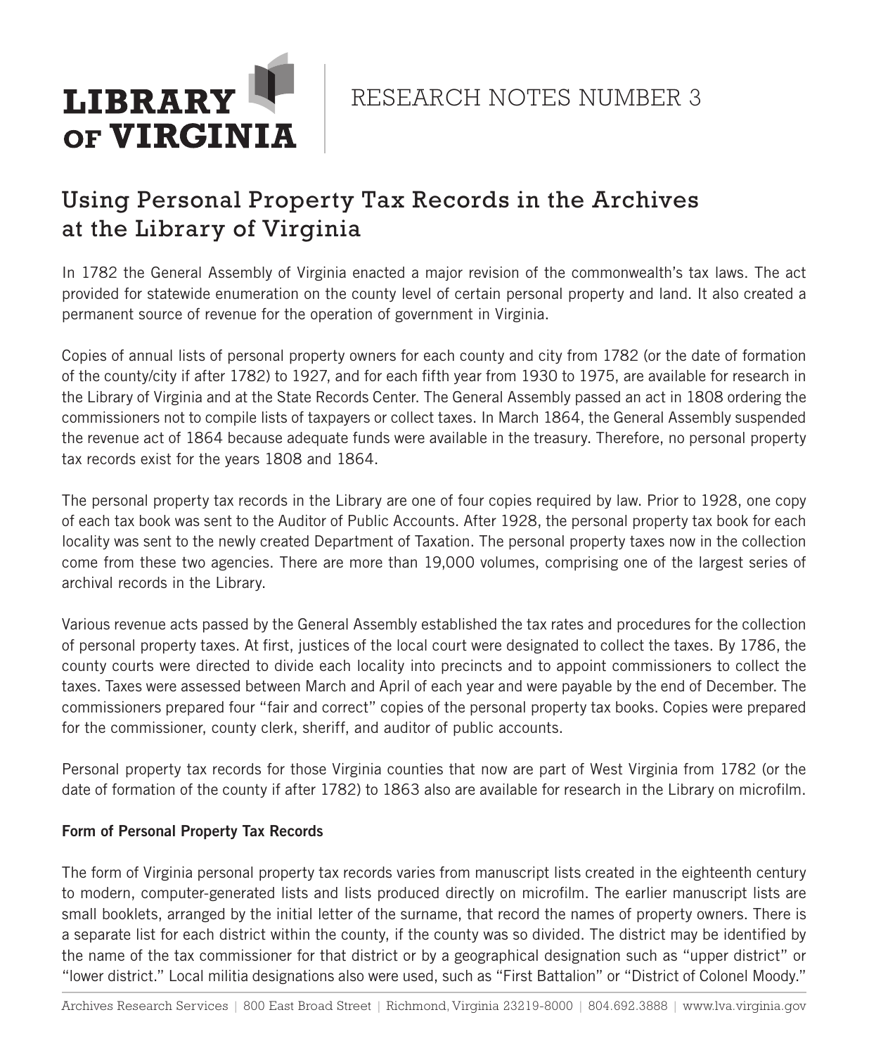LIBRARY OF VIRGINIA

RESEARCH NOTES NUMBER 3

# Using Personal Property Tax Records in the Archives at the Library of Virginia

In 1782 the General Assembly of Virginia enacted a major revision of the commonwealth's tax laws. The act provided for statewide enumeration on the county level of certain personal property and land. It also created a permanent source of revenue for the operation of government in Virginia.

Copies of annual lists of personal property owners for each county and city from 1782 (or the date of formation of the county/city if after 1782) to 1927, and for each fifth year from 1930 to 1975, are available for research in the Library of Virginia and at the State Records Center. The General Assembly passed an act in 1808 ordering the commissioners not to compile lists of taxpayers or collect taxes. In March 1864, the General Assembly suspended the revenue act of 1864 because adequate funds were available in the treasury. Therefore, no personal property tax records exist for the years 1808 and 1864.

The personal property tax records in the Library are one of four copies required by law. Prior to 1928, one copy of each tax book was sent to the Auditor of Public Accounts. After 1928, the personal property tax book for each locality was sent to the newly created Department of Taxation. The personal property taxes now in the collection come from these two agencies. There are more than 19,000 volumes, comprising one of the largest series of archival records in the Library.

Various revenue acts passed by the General Assembly established the tax rates and procedures for the collection of personal property taxes. At first, justices of the local court were designated to collect the taxes. By 1786, the county courts were directed to divide each locality into precincts and to appoint commissioners to collect the taxes. Taxes were assessed between March and April of each year and were payable by the end of December. The commissioners prepared four "fair and correct" copies of the personal property tax books. Copies were prepared for the commissioner, county clerk, sheriff, and auditor of public accounts.

Personal property tax records for those Virginia counties that now are part of West Virginia from 1782 (or the date of formation of the county if after 1782) to 1863 also are available for research in the Library on microfilm.

## Form of Personal Property Tax Records

The form of Virginia personal property tax records varies from manuscript lists created in the eighteenth century to modern, computer-generated lists and lists produced directly on microfilm. The earlier manuscript lists are small booklets, arranged by the initial letter of the surname, that record the names of property owners. There is a separate list for each district within the county, if the county was so divided. The district may be identified by the name of the tax commissioner for that district or by a geographical designation such as "upper district" or "lower district." Local militia designations also were used, such as "First Battalion" or "District of Colonel Moody."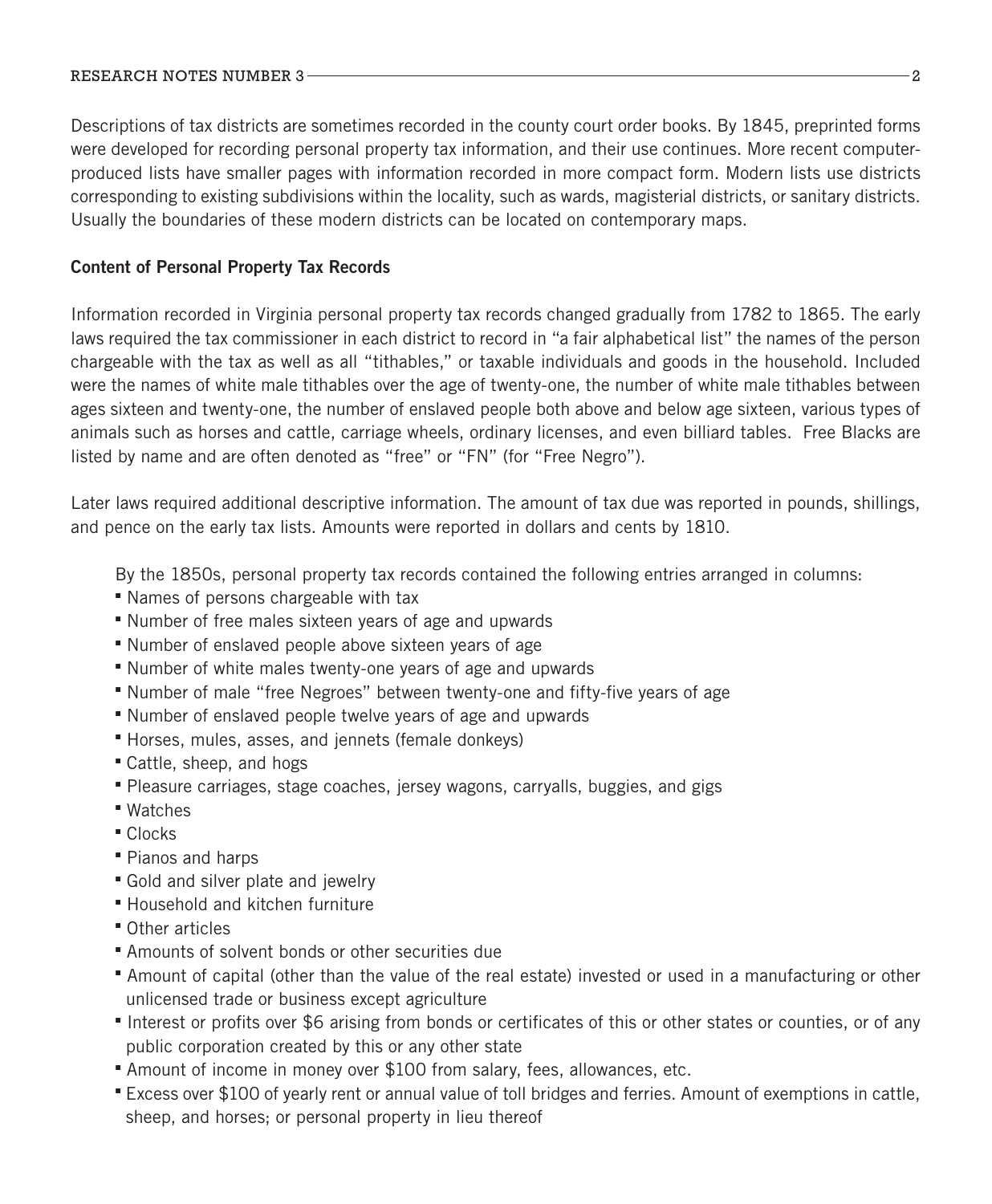Descriptions of tax districts are sometimes recorded in the county court order books. By 1845, preprinted forms were developed for recording personal property tax information, and their use continues. More recent computer-produced lists have smaller pages with information recorded in more compact form. Modern lists use districts corresponding to existing subdivisions within the locality, such as wards, magisterial districts, or sanitary districts. Usually the boundaries of these modern districts can be located on contemporary maps.

## Content of Personal Property Tax Records

Information recorded in Virginia personal property tax records changed gradually from 1782 to 1865. The early laws required the tax commissioner in each district to record in "a fair alphabetical list" the names of the person chargeable with the tax as well as all "tithables," or taxable individuals and goods in the household. Included were the names of white male tithables over the age of twenty-one, the number of white male tithables between ages sixteen and twenty-one, the number of enslaved people both above and below age sixteen, various types of animals such as horses and cattle, carriage wheels, ordinary licenses, and even billiard tables. Free Blacks are listed by name and are often denoted as "free" or "FN" (for "Free Negro").

Later laws required additional descriptive information. The amount of tax due was reported in pounds, shillings, and pence on the early tax lists. Amounts were reported in dollars and cents by 1810.

By the 1850s, personal property tax records contained the following entries arranged in columns:

- Names of persons chargeable with tax
- Number of free males sixteen years of age and upwards
- Number of enslaved people above sixteen years of age
- Number of white males twenty-one years of age and upwards
- Number of male "free Negroes" between twenty-one and fifty-five years of age
- Number of enslaved people twelve years of age and upwards
- Horses, mules, asses, and jennets (female donkeys)
- Cattle, sheep, and hogs
- Pleasure carriages, stage coaches, jersey wagons, carryalls, buggies, and gigs
- Watches
- Clocks
- Pianos and harps
- Gold and silver plate and jewelry
- Household and kitchen furniture
- Other articles
- Amounts of solvent bonds or other securities due
- Amount of capital (other than the value of the real estate) invested or used in a manufacturing or other unlicensed trade or business except agriculture
- Interest or profits over $6 arising from bonds or certificates of this or other states or counties, or of any public corporation created by this or any other state
- Amount of income in money over $100 from salary, fees, allowances, etc.
- Excess over $100 of yearly rent or annual value of toll bridges and ferries. Amount of exemptions in cattle, sheep, and horses; or personal property in lieu thereof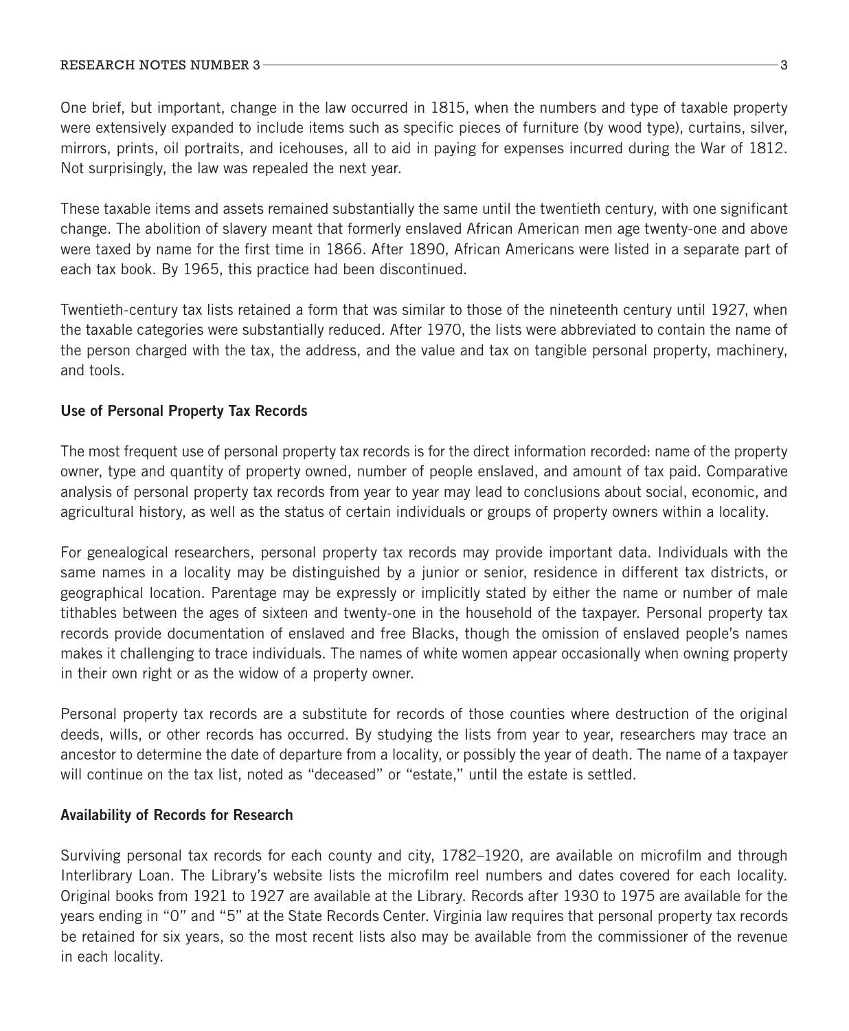One brief, but important, change in the law occurred in 1815, when the numbers and type of taxable property were extensively expanded to include items such as specific pieces of furniture (by wood type), curtains, silver, mirrors, prints, oil portraits, and icehouses, all to aid in paying for expenses incurred during the War of 1812. Not surprisingly, the law was repealed the next year.

These taxable items and assets remained substantially the same until the twentieth century, with one significant change. The abolition of slavery meant that formerly enslaved African American men age twenty-one and above were taxed by name for the first time in 1866. After 1890, African Americans were listed in a separate part of each tax book. By 1965, this practice had been discontinued.

Twentieth-century tax lists retained a form that was similar to those of the nineteenth century until 1927, when the taxable categories were substantially reduced. After 1970, the lists were abbreviated to contain the name of the person charged with the tax, the address, and the value and tax on tangible personal property, machinery, and tools.

## Use of Personal Property Tax Records

The most frequent use of personal property tax records is for the direct information recorded: name of the property owner, type and quantity of property owned, number of people enslaved, and amount of tax paid. Comparative analysis of personal property tax records from year to year may lead to conclusions about social, economic, and agricultural history, as well as the status of certain individuals or groups of property owners within a locality.

For genealogical researchers, personal property tax records may provide important data. Individuals with the same names in a locality may be distinguished by a junior or senior, residence in different tax districts, or geographical location. Parentage may be expressly or implicitly stated by either the name or number of male tithables between the ages of sixteen and twenty-one in the household of the taxpayer. Personal property tax records provide documentation of enslaved and free Blacks, though the omission of enslaved people's names makes it challenging to trace individuals. The names of white women appear occasionally when owning property in their own right or as the widow of a property owner.

Personal property tax records are a substitute for records of those counties where destruction of the original deeds, wills, or other records has occurred. By studying the lists from year to year, researchers may trace an ancestor to determine the date of departure from a locality, or possibly the year of death. The name of a taxpayer will continue on the tax list, noted as "deceased" or "estate," until the estate is settled.

## Availability of Records for Research

Surviving personal tax records for each county and city, 1782–1920, are available on microfilm and through Interlibrary Loan. The Library's website lists the microfilm reel numbers and dates covered for each locality. Original books from 1921 to 1927 are available at the Library. Records after 1930 to 1975 are available for the years ending in "0" and "5" at the State Records Center. Virginia law requires that personal property tax records be retained for six years, so the most recent lists also may be available from the commissioner of the revenue in each locality.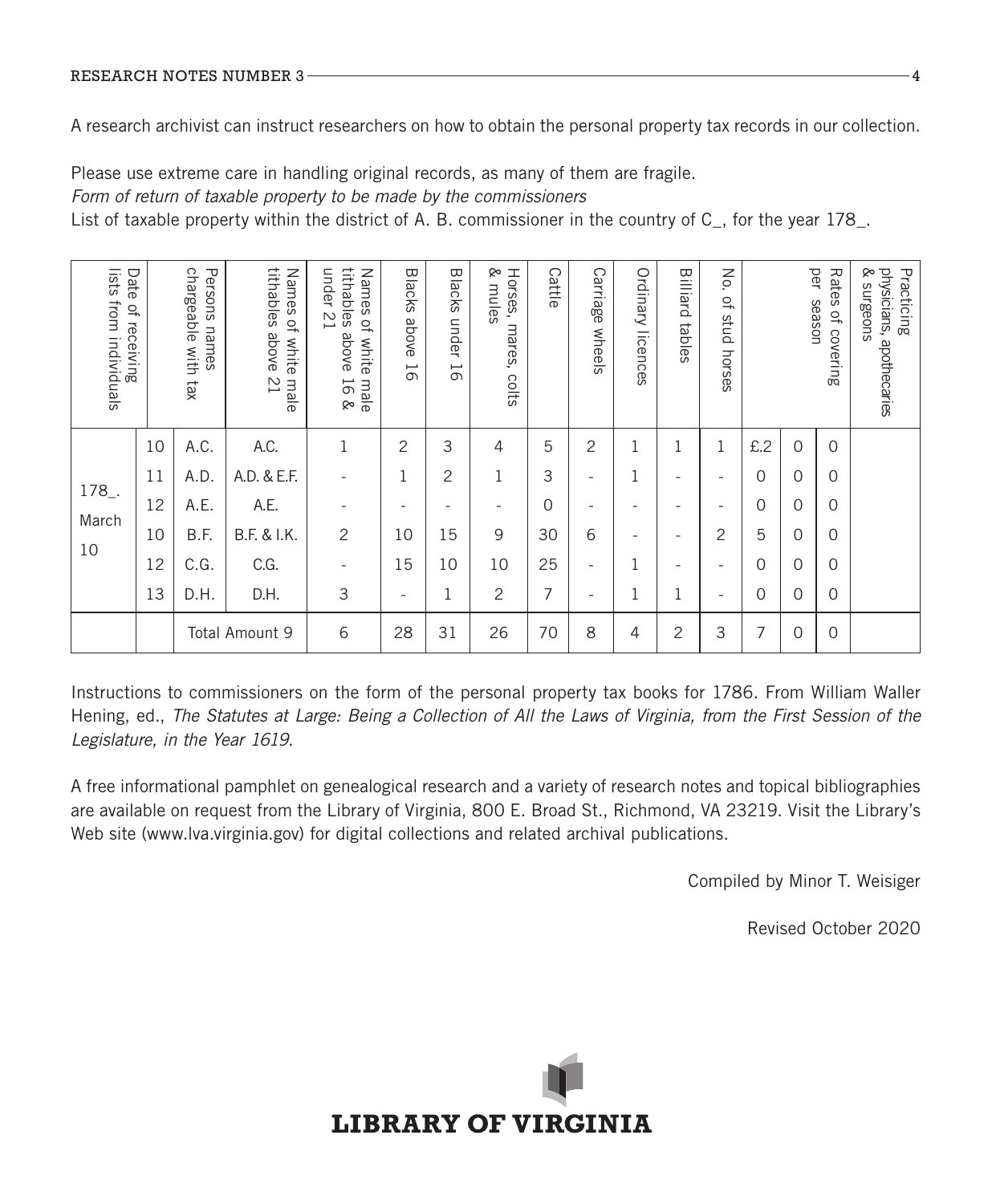A research archivist can instruct researchers on how to obtain the personal property tax records in our collection.

Please use extreme care in handling original records, as many of them are fragile.

*Form of return of taxable property to be made by the commissioners*

List of taxable property within the district of A. B. commissioner in the country of C_, for the year 178_.

| Date of receiving lists from individuals | | Persons names chargeable with tax | Names of white male tithables above 21 | Names of white male tithables above 16 & under 21 | Blacks above 16 | Blacks under 16 | Horses, mares, colts & mules | Cattle | Carriage wheels | Ordinary licences | Billiard tables | No. of stud horses | Rates of covering per season | | | Practicing physicians, apothecaries & surgeons |
|---|---|---|---|---|---|---|---|---|---|---|---|---|---|---|---|---|
| 178_. March 10 | 10 | A.C. | A.C. | 1 | 2 | 3 | 4 | 5 | 2 | 1 | 1 | 1 | £.2 | 0 | 0 | |
| | 11 | A.D. | A.D. & E.F. | - | 1 | 2 | 1 | 3 | - | 1 | - | - | 0 | 0 | 0 | |
| | 12 | A.E. | A.E. | - | - | - | - | 0 | - | - | - | - | 0 | 0 | 0 | |
| | 10 | B.F. | B.F. & I.K. | 2 | 10 | 15 | 9 | 30 | 6 | - | - | 2 | 5 | 0 | 0 | |
| | 12 | C.G. | C.G. | - | 15 | 10 | 10 | 25 | - | 1 | - | - | 0 | 0 | 0 | |
| | 13 | D.H. | D.H. | 3 | - | 1 | 2 | 7 | - | 1 | 1 | - | 0 | 0 | 0 | |
| | | Total Amount 9 | | 6 | 28 | 31 | 26 | 70 | 8 | 4 | 2 | 3 | 7 | 0 | 0 | |

Instructions to commissioners on the form of the personal property tax books for 1786. From William Waller Hening, ed., *The Statutes at Large: Being a Collection of All the Laws of Virginia, from the First Session of the Legislature, in the Year 1619.*

A free informational pamphlet on genealogical research and a variety of research notes and topical bibliographies are available on request from the Library of Virginia, 800 E. Broad St., Richmond, VA 23219. Visit the Library's Web site (www.lva.virginia.gov) for digital collections and related archival publications.

Compiled by Minor T. Weisiger

Revised October 2020

LIBRARY OF VIRGINIA